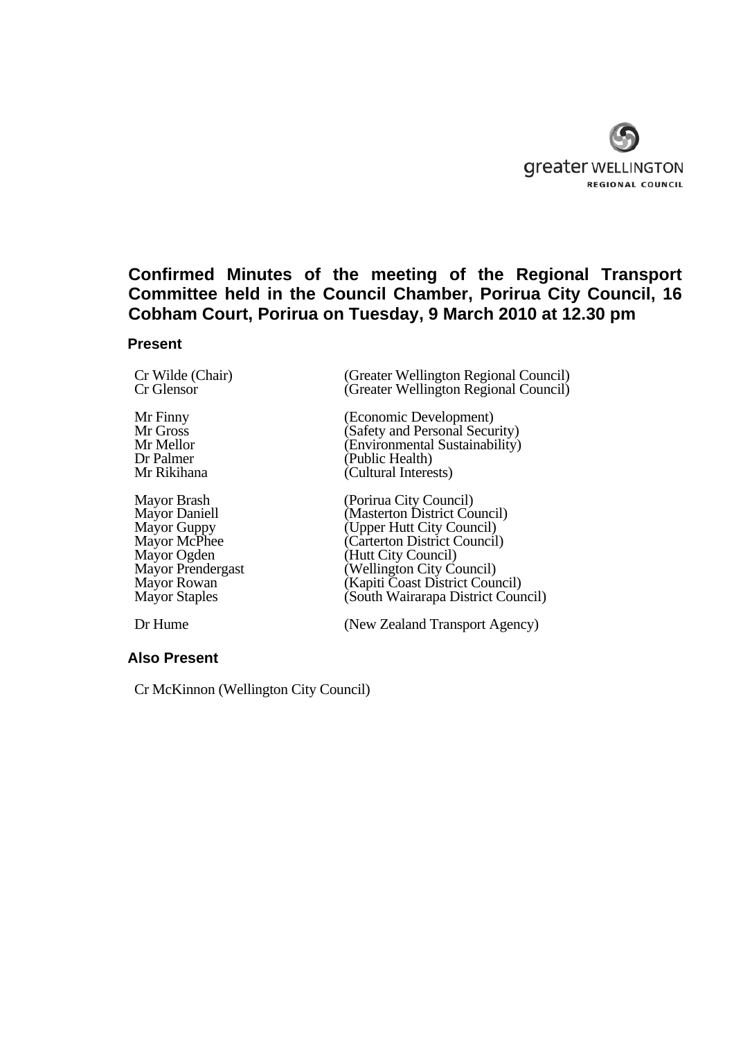greater WELLINGTON
REGIONAL COUNCIL

# Confirmed Minutes of the meeting of the Regional Transport Committee held in the Council Chamber, Porirua City Council, 16 Cobham Court, Porirua on Tuesday, 9 March 2010 at 12.30 pm

## Present

| | |
|---|---|
| Cr Wilde (Chair) | (Greater Wellington Regional Council) |
| Cr Glensor | (Greater Wellington Regional Council) |
| | |
| Mr Finny | (Economic Development) |
| Mr Gross | (Safety and Personal Security) |
| Mr Mellor | (Environmental Sustainability) |
| Dr Palmer | (Public Health) |
| Mr Rikihana | (Cultural Interests) |
| | |
| Mayor Brash | (Porirua City Council) |
| Mayor Daniell | (Masterton District Council) |
| Mayor Guppy | (Upper Hutt City Council) |
| Mayor McPhee | (Carterton District Council) |
| Mayor Ogden | (Hutt City Council) |
| Mayor Prendergast | (Wellington City Council) |
| Mayor Rowan | (Kapiti Coast District Council) |
| Mayor Staples | (South Wairarapa District Council) |
| | |
| Dr Hume | (New Zealand Transport Agency) |

## Also Present

Cr McKinnon (Wellington City Council)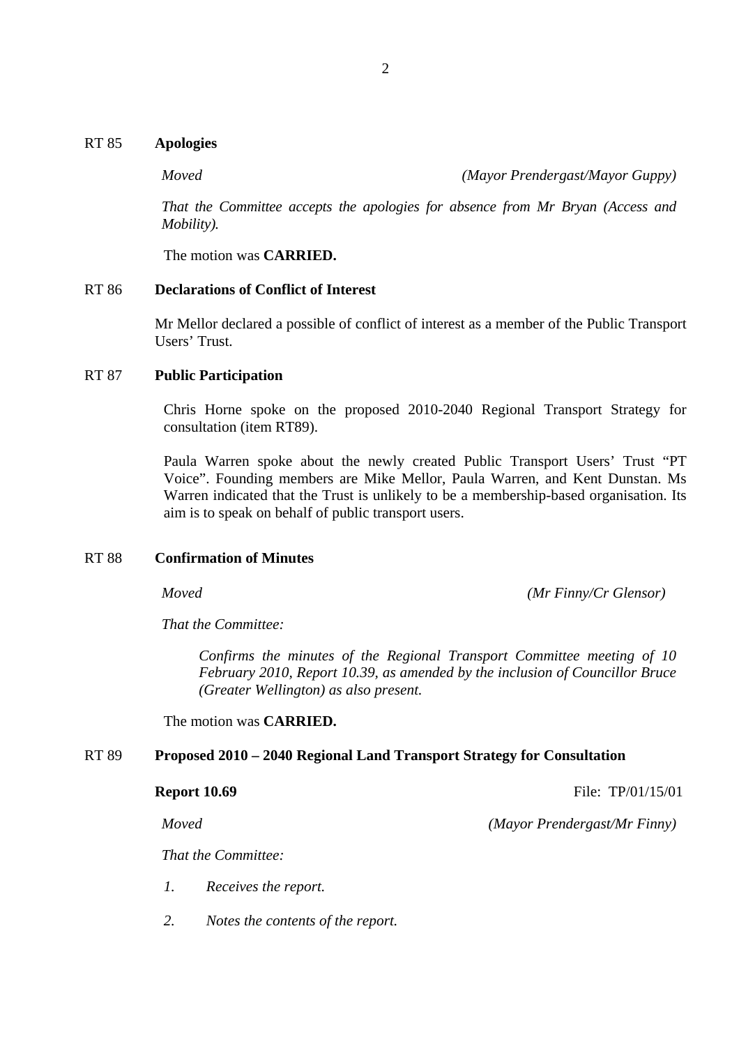## RT 85 Apologies

*Moved* *(Mayor Prendergast/Mayor Guppy)*

*That the Committee accepts the apologies for absence from Mr Bryan (Access and Mobility).*

The motion was **CARRIED.**

## RT 86 Declarations of Conflict of Interest

Mr Mellor declared a possible of conflict of interest as a member of the Public Transport Users' Trust.

## RT 87 Public Participation

Chris Horne spoke on the proposed 2010-2040 Regional Transport Strategy for consultation (item RT89).

Paula Warren spoke about the newly created Public Transport Users' Trust "PT Voice". Founding members are Mike Mellor, Paula Warren, and Kent Dunstan. Ms Warren indicated that the Trust is unlikely to be a membership-based organisation. Its aim is to speak on behalf of public transport users.

## RT 88 Confirmation of Minutes

*Moved* *(Mr Finny/Cr Glensor)*

*That the Committee:*

> *Confirms the minutes of the Regional Transport Committee meeting of 10 February 2010, Report 10.39, as amended by the inclusion of Councillor Bruce (Greater Wellington) as also present.*

The motion was **CARRIED.**

## RT 89 Proposed 2010 – 2040 Regional Land Transport Strategy for Consultation

**Report 10.69** File: TP/01/15/01

*Moved* *(Mayor Prendergast/Mr Finny)*

*That the Committee:*

1. *Receives the report.*
2. *Notes the contents of the report.*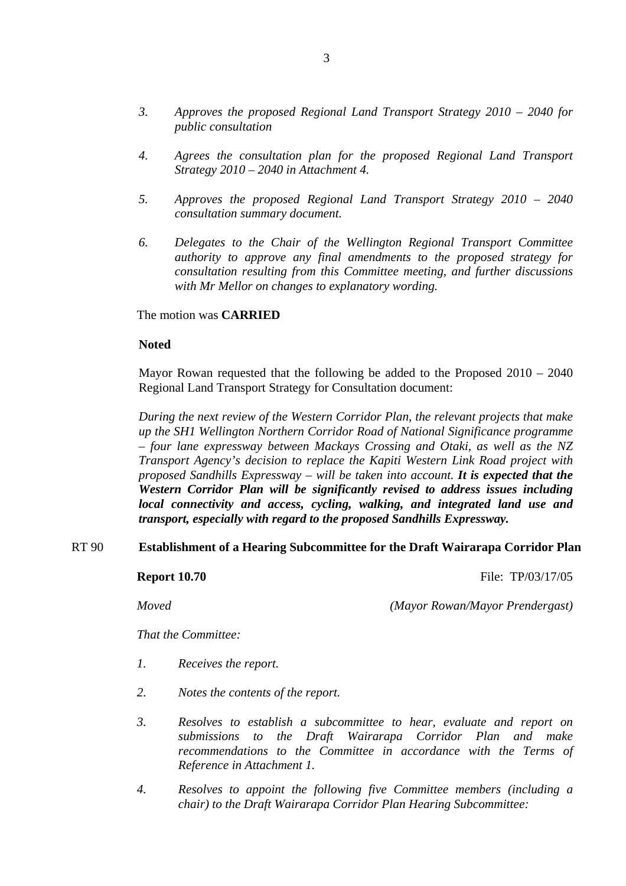3. *Approves the proposed Regional Land Transport Strategy 2010 – 2040 for public consultation*

4. *Agrees the consultation plan for the proposed Regional Land Transport Strategy 2010 – 2040 in Attachment 4.*

5. *Approves the proposed Regional Land Transport Strategy 2010 – 2040 consultation summary document.*

6. *Delegates to the Chair of the Wellington Regional Transport Committee authority to approve any final amendments to the proposed strategy for consultation resulting from this Committee meeting, and further discussions with Mr Mellor on changes to explanatory wording.*

The motion was **CARRIED**

**Noted**

Mayor Rowan requested that the following be added to the Proposed 2010 – 2040 Regional Land Transport Strategy for Consultation document:

*During the next review of the Western Corridor Plan, the relevant projects that make up the SH1 Wellington Northern Corridor Road of National Significance programme – four lane expressway between Mackays Crossing and Otaki, as well as the NZ Transport Agency's decision to replace the Kapiti Western Link Road project with proposed Sandhills Expressway – will be taken into account.* ***It is expected that the Western Corridor Plan will be significantly revised to address issues including local connectivity and access, cycling, walking, and integrated land use and transport, especially with regard to the proposed Sandhills Expressway.***

## RT 90 Establishment of a Hearing Subcommittee for the Draft Wairarapa Corridor Plan

**Report 10.70** File: TP/03/17/05

*Moved* *(Mayor Rowan/Mayor Prendergast)*

*That the Committee:*

1. *Receives the report.*

2. *Notes the contents of the report.*

3. *Resolves to establish a subcommittee to hear, evaluate and report on submissions to the Draft Wairarapa Corridor Plan and make recommendations to the Committee in accordance with the Terms of Reference in Attachment 1.*

4. *Resolves to appoint the following five Committee members (including a chair) to the Draft Wairarapa Corridor Plan Hearing Subcommittee:*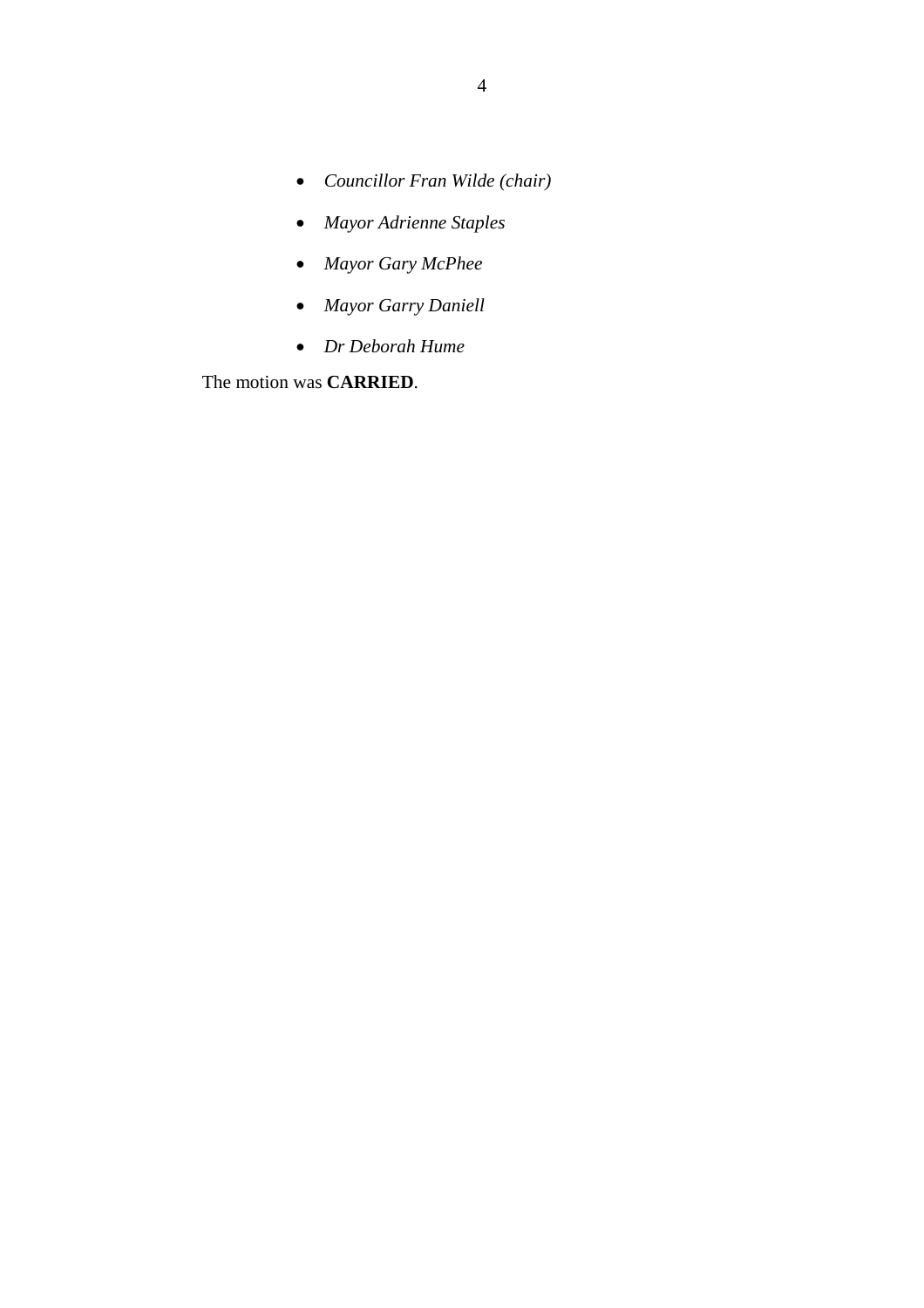- *Councillor Fran Wilde (chair)*
- *Mayor Adrienne Staples*
- *Mayor Gary McPhee*
- *Mayor Garry Daniell*
- *Dr Deborah Hume*

The motion was **CARRIED**.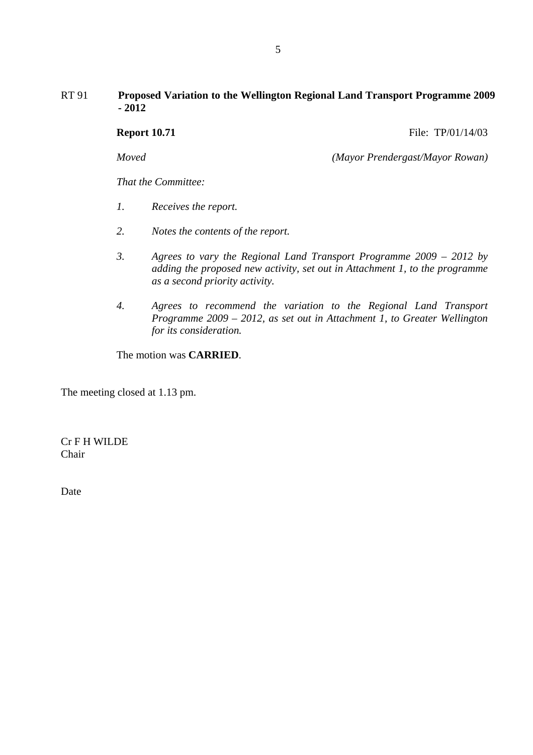## RT 91 Proposed Variation to the Wellington Regional Land Transport Programme 2009 - 2012

**Report 10.71** File: TP/01/14/03

*Moved* *(Mayor Prendergast/Mayor Rowan)*

*That the Committee:*

1. *Receives the report.*

2. *Notes the contents of the report.*

3. *Agrees to vary the Regional Land Transport Programme 2009 – 2012 by adding the proposed new activity, set out in Attachment 1, to the programme as a second priority activity.*

4. *Agrees to recommend the variation to the Regional Land Transport Programme 2009 – 2012, as set out in Attachment 1, to Greater Wellington for its consideration.*

The motion was **CARRIED**.

The meeting closed at 1.13 pm.

Cr F H WILDE
Chair

Date